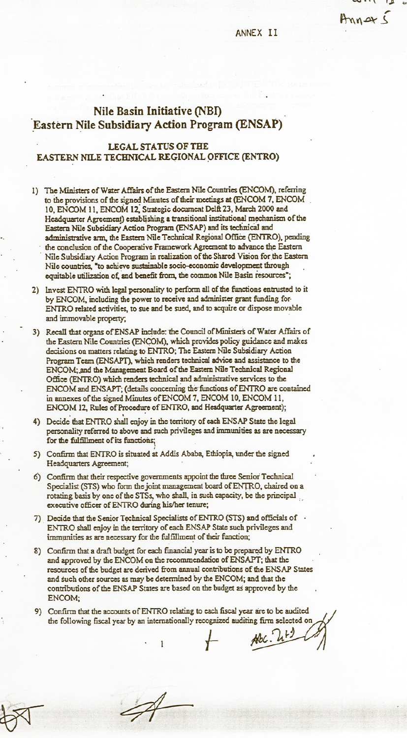ANNEX II

# Nile Basin Initiative (NBI)
# Eastern Nile Subsidiary Action Program (ENSAP)

## LEGAL STATUS OF THE EASTERN NILE TECHNICAL REGIONAL OFFICE (ENTRO)

1) The Ministers of Water Affairs of the Eastern Nile Countries (ENCOM), referring to the provisions of the signed Minutes of their meetings at (ENCOM 7, ENCOM 10, ENCOM 11, ENCOM 12, Strategic document Delft 23, March 2000 and Headquarter Agreement) establishing a transitional institutional mechanism of the Eastern Nile Subsidiary Action Program (ENSAP) and its technical and administrative arm, the Eastern Nile Technical Regional Office (ENTRO), pending the conclusion of the Cooperative Framework Agreement to advance the Eastern Nile Subsidiary Action Program in realization of the Shared Vision for the Eastern Nile countries, "to achieve sustainable socio-economic development through equitable utilization of, and benefit from, the common Nile Basin resources";

2) Invest ENTRO with legal personality to perform all of the functions entrusted to it by ENCOM, including the power to receive and administer grant funding for ENTRO related activities, to sue and be sued, and to acquire or dispose movable and immovable property;

3) Recall that organs of ENSAP include: the Council of Ministers of Water Affairs of the Eastern Nile Countries (ENCOM), which provides policy guidance and makes decisions on matters relating to ENTRO; The Eastern Nile Subsidiary Action Program Team (ENSAPT), which renders technical advice and assistance to the ENCOM; and the Management Board of the Eastern Nile Technical Regional Office (ENTRO) which renders technical and administrative services to the ENCOM and ENSAPT; (details concerning the functions of ENTRO are contained in annexes of the signed Minutes of ENCOM 7, ENCOM 10, ENCOM 11, ENCOM 12, Rules of Procedure of ENTRO, and Headquarter Agreement);

4) Decide that ENTRO shall enjoy in the territory of each ENSAP State the legal personality referred to above and such privileges and immunities as are necessary for the fulfillment of its functions;

5) Confirm that ENTRO is situated at Addis Ababa, Ethiopia, under the signed Headquarters Agreement;

6) Confirm that their respective governments appoint the three Senior Technical Specialist (STS) who form the joint management board of ENTRO, chaired on a rotating basis by one of the STSs, who shall, in such capacity, be the principal executive officer of ENTRO during his/her tenure;

7) Decide that the Senior Technical Specialists of ENTRO (STS) and officials of ENTRO shall enjoy in the territory of each ENSAP State such privileges and immunities as are necessary for the fulfillment of their function;

8) Confirm that a draft budget for each financial year is to be prepared by ENTRO and approved by the ENCOM on the recommendation of ENSAPT; that the resources of the budget are derived from annual contributions of the ENSAP States and such other sources as may be determined by the ENCOM; and that the contributions of the ENSAP States are based on the budget as approved by the ENCOM;

9) Confirm that the accounts of ENTRO relating to each fiscal year are to be audited the following fiscal year by an internationally recognized auditing firm selected on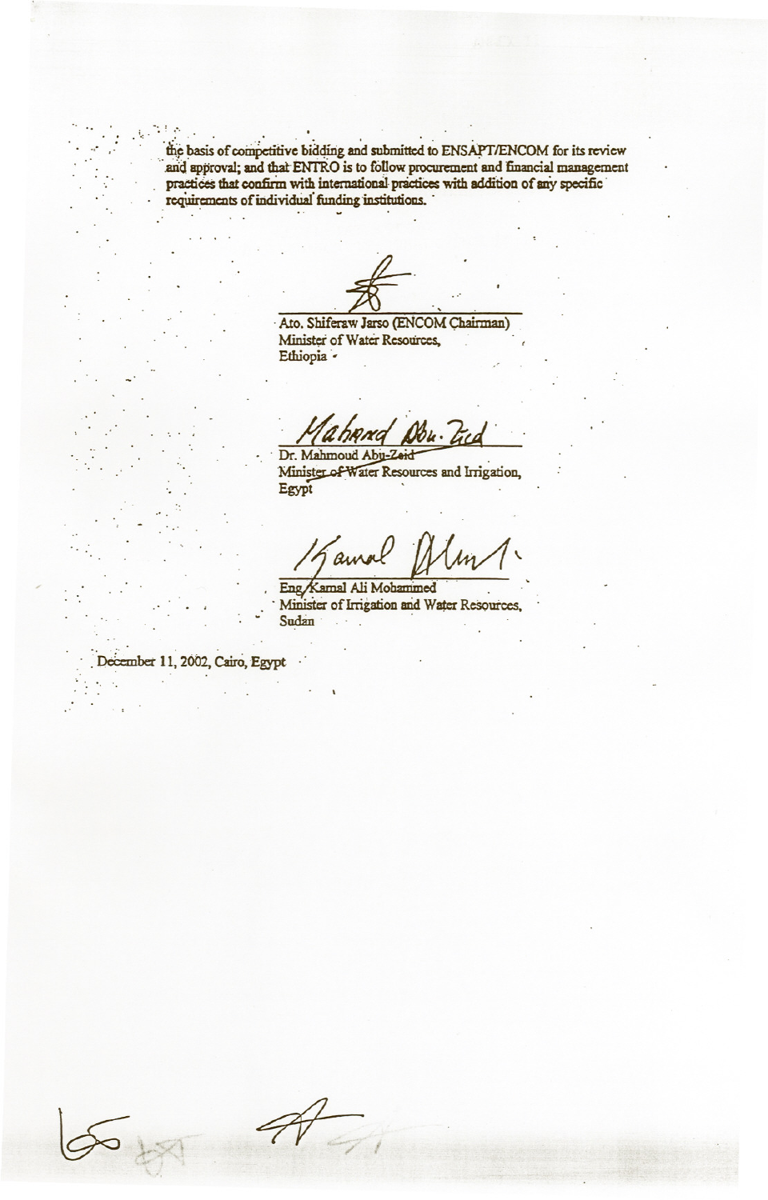the basis of competitive bidding and submitted to ENSAPT/ENCOM for its review and approval; and that ENTRO is to follow procurement and financial management practices that confirm with international practices with addition of any specific requirements of individual funding institutions.

Ato. Shiferaw Jarso (ENCOM Chairman)
Minister of Water Resources,
Ethiopia

Dr. Mahmoud Abu-Zeid
Minister of Water Resources and Irrigation,
Egypt

Eng. Kamal Ali Mohammed
Minister of Irrigation and Water Resources,
Sudan

December 11, 2002, Cairo, Egypt